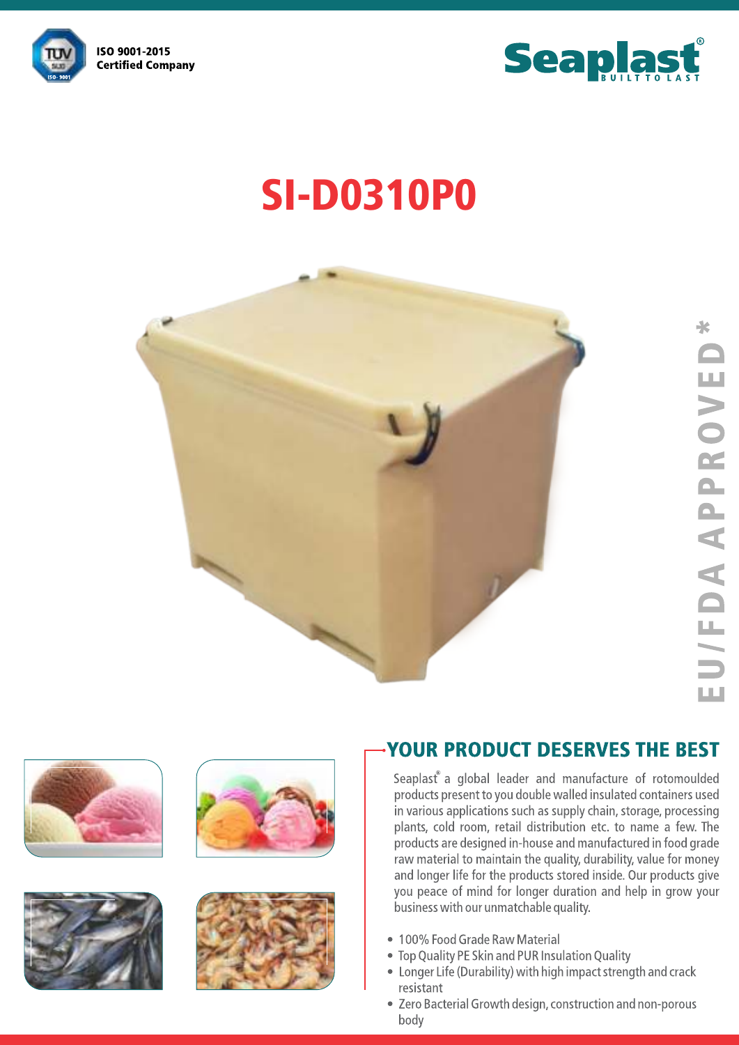ISO 9001-2015
Certified Company

Seaplast®
BUILT TO LAST

# SI-D0310P0

EU/FDA APPROVED*

## YOUR PRODUCT DESERVES THE BEST

Seaplast® a global leader and manufacture of rotomoulded products present to you double walled insulated containers used in various applications such as supply chain, storage, processing plants, cold room, retail distribution etc. to name a few. The products are designed in-house and manufactured in food grade raw material to maintain the quality, durability, value for money and longer life for the products stored inside. Our products give you peace of mind for longer duration and help in grow your business with our unmatchable quality.

- 100% Food Grade Raw Material
- Top Quality PE Skin and PUR Insulation Quality
- Longer Life (Durability) with high impact strength and crack resistant
- Zero Bacterial Growth design, construction and non-porous body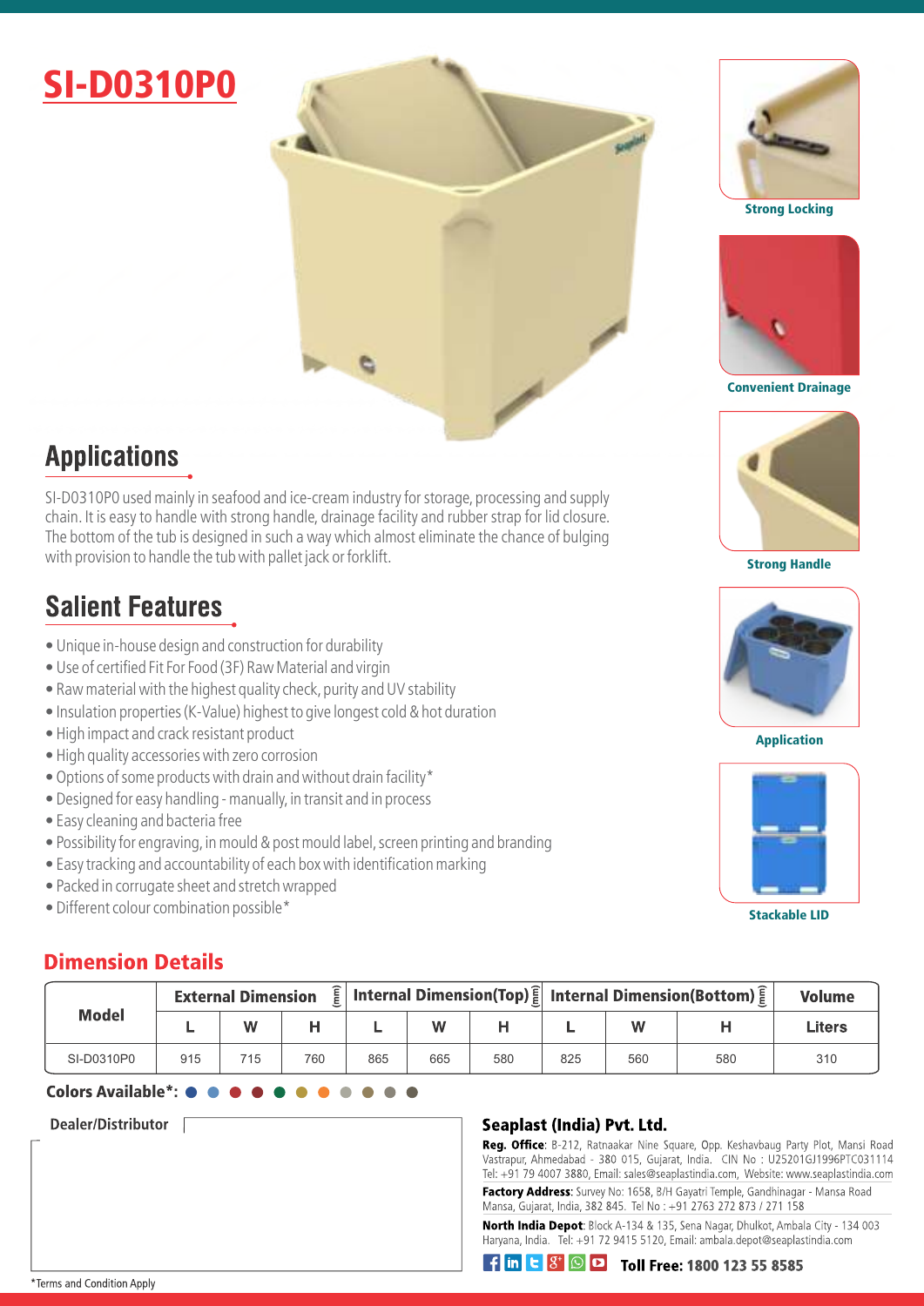# SI-D0310P0

Strong Locking

Convenient Drainage

Strong Handle

Application

Stackable LID

## Applications

SI-D0310P0 used mainly in seafood and ice-cream industry for storage, processing and supply chain. It is easy to handle with strong handle, drainage facility and rubber strap for lid closure. The bottom of the tub is designed in such a way which almost eliminate the chance of bulging with provision to handle the tub with pallet jack or forklift.

## Salient Features

- Unique in-house design and construction for durability
- Use of certified Fit For Food (3F) Raw Material and virgin
- Raw material with the highest quality check, purity and UV stability
- Insulation properties (K-Value) highest to give longest cold & hot duration
- High impact and crack resistant product
- High quality accessories with zero corrosion
- Options of some products with drain and without drain facility*
- Designed for easy handling - manually, in transit and in process
- Easy cleaning and bacteria free
- Possibility for engraving, in mould & post mould label, screen printing and branding
- Easy tracking and accountability of each box with identification marking
- Packed in corrugate sheet and stretch wrapped
- Different colour combination possible*

## Dimension Details

| Model | External Dimension (mm) | | | Internal Dimension(Top) (mm) | | | Internal Dimension(Bottom) (mm) | | | Volume |
|---|---|---|---|---|---|---|---|---|---|---|
| | L | W | H | L | W | H | L | W | H | Liters |
| SI-D0310P0 | 915 | 715 | 760 | 865 | 665 | 580 | 825 | 560 | 580 | 310 |

**Colors Available*:**

**Dealer/Distributor**

### Seaplast (India) Pvt. Ltd.

**Reg. Office**: B-212, Ratnaakar Nine Square, Opp. Keshavbaug Party Plot, Mansi Road Vastrapur, Ahmedabad - 380 015, Gujarat, India. CIN No : U25201GJ1996PTC031114 Tel: +91 79 4007 3880, Email: sales@seaplastindia.com, Website: www.seaplastindia.com

**Factory Address**: Survey No: 1658, B/H Gayatri Temple, Gandhinagar - Mansa Road Mansa, Gujarat, India, 382 845. Tel No : +91 2763 272 873 / 271 158

**North India Depot**: Block A-134 & 135, Sena Nagar, Dhulkot, Ambala City - 134 003 Haryana, India. Tel: +91 72 9415 5120, Email: ambala.depot@seaplastindia.com

**Toll Free: 1800 123 55 8585**

*Terms and Condition Apply